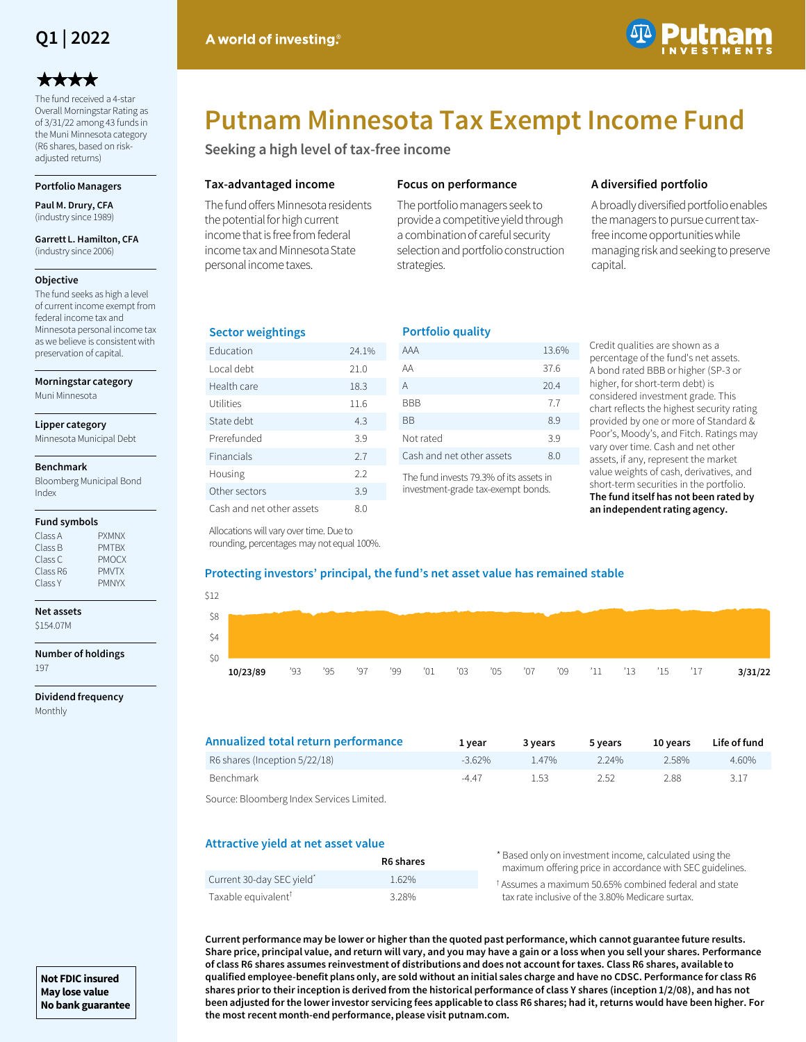Q1 | 2022

A world of investing.®

Putnam INVESTMENTS

# Putnam Minnesota Tax Exempt Income Fund

## Seeking a high level of tax-free income

★★★★

The fund received a 4-star Overall Morningstar Rating as of 3/31/22 among 43 funds in the Muni Minnesota category (R6 shares, based on risk-adjusted returns)

**Portfolio Managers**

**Paul M. Drury, CFA** (industry since 1989)

**Garrett L. Hamilton, CFA** (industry since 2006)

**Objective**

The fund seeks as high a level of current income exempt from federal income tax and Minnesota personal income tax as we believe is consistent with preservation of capital.

**Morningstar category**

Muni Minnesota

**Lipper category**

Minnesota Municipal Debt

**Benchmark**

Bloomberg Municipal Bond Index

**Fund symbols**

| | |
|---|---|
| Class A | PXMNX |
| Class B | PMTBX |
| Class C | PMOCX |
| Class R6 | PMVTX |
| Class Y | PMNYX |

**Net assets**

$154.07M

**Number of holdings**

197

**Dividend frequency**

Monthly

### Tax-advantaged income

The fund offers Minnesota residents the potential for high current income that is free from federal income tax and Minnesota State personal income taxes.

### Focus on performance

The portfolio managers seek to provide a competitive yield through a combination of careful security selection and portfolio construction strategies.

### A diversified portfolio

A broadly diversified portfolio enables the managers to pursue current tax-free income opportunities while managing risk and seeking to preserve capital.

### Sector weightings

| Sector | % |
|---|---|
| Education | 24.1% |
| Local debt | 21.0 |
| Health care | 18.3 |
| Utilities | 11.6 |
| State debt | 4.3 |
| Prerefunded | 3.9 |
| Financials | 2.7 |
| Housing | 2.2 |
| Other sectors | 3.9 |
| Cash and net other assets | 8.0 |

Allocations will vary over time. Due to rounding, percentages may not equal 100%.

### Portfolio quality

| Quality | % |
|---|---|
| AAA | 13.6% |
| AA | 37.6 |
| A | 20.4 |
| BBB | 7.7 |
| BB | 8.9 |
| Not rated | 3.9 |
| Cash and net other assets | 8.0 |

The fund invests 79.3% of its assets in investment-grade tax-exempt bonds.

Credit qualities are shown as a percentage of the fund's net assets. A bond rated BBB or higher (SP-3 or higher, for short-term debt) is considered investment grade. This chart reflects the highest security rating provided by one or more of Standard & Poor's, Moody's, and Fitch. Ratings may vary over time. Cash and net other assets, if any, represent the market value weights of cash, derivatives, and short-term securities in the portfolio. **The fund itself has not been rated by an independent rating agency.**

### Protecting investors' principal, the fund's net asset value has remained stable

$12 / $8 / $4 / $0

**10/23/89** '93 '95 '97 '99 '01 '03 '05 '07 '09 '11 '13 '15 '17 **3/31/22**

### Annualized total return performance

| | 1 year | 3 years | 5 years | 10 years | Life of fund |
|---|---|---|---|---|---|
| R6 shares (Inception 5/22/18) | -3.62% | 1.47% | 2.24% | 2.58% | 4.60% |
| Benchmark | -4.47 | 1.53 | 2.52 | 2.88 | 3.17 |

Source: Bloomberg Index Services Limited.

### Attractive yield at net asset value

| | R6 shares |
|---|---|
| Current 30-day SEC yield* | 1.62% |
| Taxable equivalent† | 3.28% |

\* Based only on investment income, calculated using the maximum offering price in accordance with SEC guidelines.

† Assumes a maximum 50.65% combined federal and state tax rate inclusive of the 3.80% Medicare surtax.

**Current performance may be lower or higher than the quoted past performance, which cannot guarantee future results. Share price, principal value, and return will vary, and you may have a gain or a loss when you sell your shares. Performance of class R6 shares assumes reinvestment of distributions and does not account for taxes. Class R6 shares, available to qualified employee-benefit plans only, are sold without an initial sales charge and have no CDSC. Performance for class R6 shares prior to their inception is derived from the historical performance of class Y shares (inception 1/2/08), and has not been adjusted for the lower investor servicing fees applicable to class R6 shares; had it, returns would have been higher. For the most recent month-end performance, please visit putnam.com.**

**Not FDIC insured**
**May lose value**
**No bank guarantee**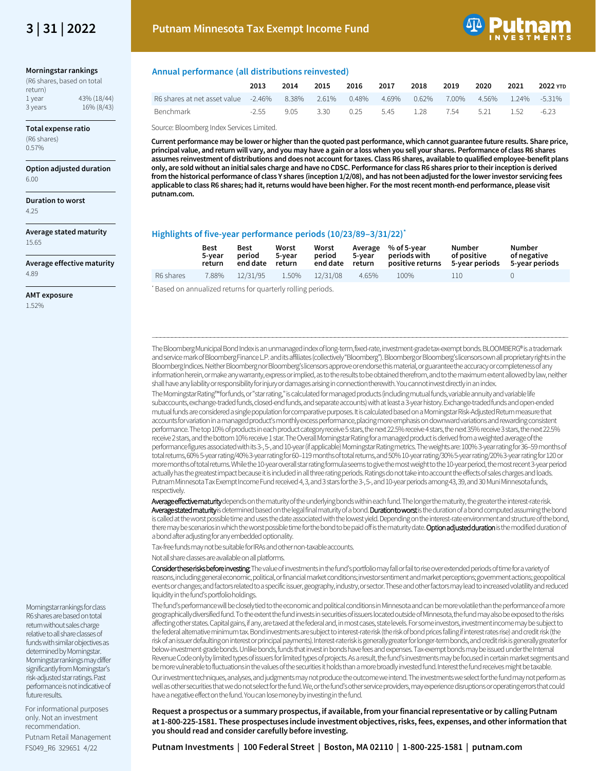3 | 31 | 2022

# Putnam Minnesota Tax Exempt Income Fund

**Morningstar rankings**

(R6 shares, based on total return)

| | |
|---|---|
| 1 year | 43% (18/44) |
| 3 years | 16% (8/43) |

**Total expense ratio**

(R6 shares)

0.57%

**Option adjusted duration**

6.00

**Duration to worst**

4.25

**Average stated maturity**

15.65

**Average effective maturity**

4.89

**AMT exposure**

1.52%

## Annual performance (all distributions reinvested)

| | 2013 | 2014 | 2015 | 2016 | 2017 | 2018 | 2019 | 2020 | 2021 | 2022 YTD |
|---|---|---|---|---|---|---|---|---|---|---|
| R6 shares at net asset value | -2.46% | 8.38% | 2.61% | 0.48% | 4.69% | 0.62% | 7.00% | 4.56% | 1.24% | -5.31% |
| Benchmark | -2.55 | 9.05 | 3.30 | 0.25 | 5.45 | 1.28 | 7.54 | 5.21 | 1.52 | -6.23 |

Source: Bloomberg Index Services Limited.

**Current performance may be lower or higher than the quoted past performance, which cannot guarantee future results. Share price, principal value, and return will vary, and you may have a gain or a loss when you sell your shares. Performance of class R6 shares assumes reinvestment of distributions and does not account for taxes. Class R6 shares, available to qualified employee-benefit plans only, are sold without an initial sales charge and have no CDSC. Performance for class R6 shares prior to their inception is derived from the historical performance of class Y shares (inception 1/2/08), and has not been adjusted for the lower investor servicing fees applicable to class R6 shares; had it, returns would have been higher. For the most recent month-end performance, please visit putnam.com.**

## Highlights of five-year performance periods (10/23/89–3/31/22)*

| | Best 5-year return | Best period end date | Worst 5-year return | Worst period end date | Average 5-year return | % of 5-year periods with positive returns | Number of positive 5-year periods | Number of negative 5-year periods |
|---|---|---|---|---|---|---|---|---|
| R6 shares | 7.88% | 12/31/95 | 1.50% | 12/31/08 | 4.65% | 100% | 110 | 0 |

* Based on annualized returns for quarterly rolling periods.

The Bloomberg Municipal Bond Index is an unmanaged index of long-term, fixed-rate, investment-grade tax-exempt bonds. BLOOMBERG® is a trademark and service mark of Bloomberg Finance L.P. and its affiliates (collectively "Bloomberg"). Bloomberg or Bloomberg's licensors own all proprietary rights in the Bloomberg Indices. Neither Bloomberg nor Bloomberg's licensors approve or endorse this material, or guarantee the accuracy or completeness of any information herein, or make any warranty, express or implied, as to the results to be obtained therefrom, and to the maximum extent allowed by law, neither shall have any liability or responsibility for injury or damages arising in connection therewith. You cannot invest directly in an index.

The Morningstar Rating™ for funds, or "star rating," is calculated for managed products (including mutual funds, variable annuity and variable life subaccounts, exchange-traded funds, closed-end funds, and separate accounts) with at least a 3-year history. Exchange-traded funds and open-ended mutual funds are considered a single population for comparative purposes. It is calculated based on a Morningstar Risk-Adjusted Return measure that accounts for variation in a managed product's monthly excess performance, placing more emphasis on downward variations and rewarding consistent performance. The top 10% of products in each product category receive 5 stars, the next 22.5% receive 4 stars, the next 35% receive 3 stars, the next 22.5% receive 2 stars, and the bottom 10% receive 1 star. The Overall Morningstar Rating for a managed product is derived from a weighted average of the performance figures associated with its 3-, 5-, and 10-year (if applicable) Morningstar Rating metrics. The weights are: 100% 3-year rating for 36–59 months of total returns, 60% 5-year rating/40% 3-year rating for 60–119 months of total returns, and 50% 10-year rating/30% 5-year rating/20% 3-year rating for 120 or more months of total returns. While the 10-year overall star rating formula seems to give the most weight to the 10-year period, the most recent 3-year period actually has the greatest impact because it is included in all three rating periods. Ratings do not take into account the effects of sales charges and loads. Putnam Minnesota Tax Exempt Income Fund received 4, 3, and 3 stars for the 3-, 5-, and 10-year periods among 43, 39, and 30 Muni Minnesota funds, respectively.

**Average effective maturity** depends on the maturity of the underlying bonds within each fund. The longer the maturity, the greater the interest-rate risk. **Average stated maturity** is determined based on the legal final maturity of a bond. **Duration to worst** is the duration of a bond computed assuming the bond is called at the worst possible time and uses the date associated with the lowest yield. Depending on the interest-rate environment and structure of the bond, there may be scenarios in which the worst possible time for the bond to be paid off is the maturity date. **Option adjusted duration** is the modified duration of a bond after adjusting for any embedded optionality.

Tax-free funds may not be suitable for IRAs and other non-taxable accounts.

Not all share classes are available on all platforms.

**Consider these risks before investing:** The value of investments in the fund's portfolio may fall or fail to rise over extended periods of time for a variety of reasons, including general economic, political, or financial market conditions; investor sentiment and market perceptions; government actions; geopolitical events or changes; and factors related to a specific issuer, geography, industry, or sector. These and other factors may lead to increased volatility and reduced liquidity in the fund's portfolio holdings.

The fund's performance will be closely tied to the economic and political conditions in Minnesota and can be more volatile than the performance of a more geographically diversified fund. To the extent the fund invests in securities of issuers located outside of Minnesota, the fund may also be exposed to the risks affecting other states. Capital gains, if any, are taxed at the federal and, in most cases, state levels. For some investors, investment income may be subject to the federal alternative minimum tax. Bond investments are subject to interest-rate risk (the risk of bond prices falling if interest rates rise) and credit risk (the risk of an issuer defaulting on interest or principal payments). Interest-rate risk is generally greater for longer-term bonds, and credit risk is generally greater for below-investment-grade bonds. Unlike bonds, funds that invest in bonds have fees and expenses. Tax-exempt bonds may be issued under the Internal Revenue Code only by limited types of issuers for limited types of projects. As a result, the fund's investments may be focused in certain market segments and be more vulnerable to fluctuations in the values of the securities it holds than a more broadly invested fund. Interest the fund receives might be taxable.

Our investment techniques, analyses, and judgments may not produce the outcome we intend. The investments we select for the fund may not perform as well as other securities that we do not select for the fund. We, or the fund's other service providers, may experience disruptions or operating errors that could have a negative effect on the fund. You can lose money by investing in the fund.

**Request a prospectus or a summary prospectus, if available, from your financial representative or by calling Putnam at 1-800-225-1581. These prospectuses include investment objectives, risks, fees, expenses, and other information that you should read and consider carefully before investing.**

Morningstar rankings for class R6 shares are based on total return without sales charge relative to all share classes of funds with similar objectives as determined by Morningstar. Morningstar rankings may differ significantly from Morningstar's risk-adjusted star ratings. Past performance is not indicative of future results.

For informational purposes only. Not an investment recommendation.

Putnam Retail Management

FS049_R6 329651 4/22

**Putnam Investments | 100 Federal Street | Boston, MA 02110 | 1-800-225-1581 | putnam.com**